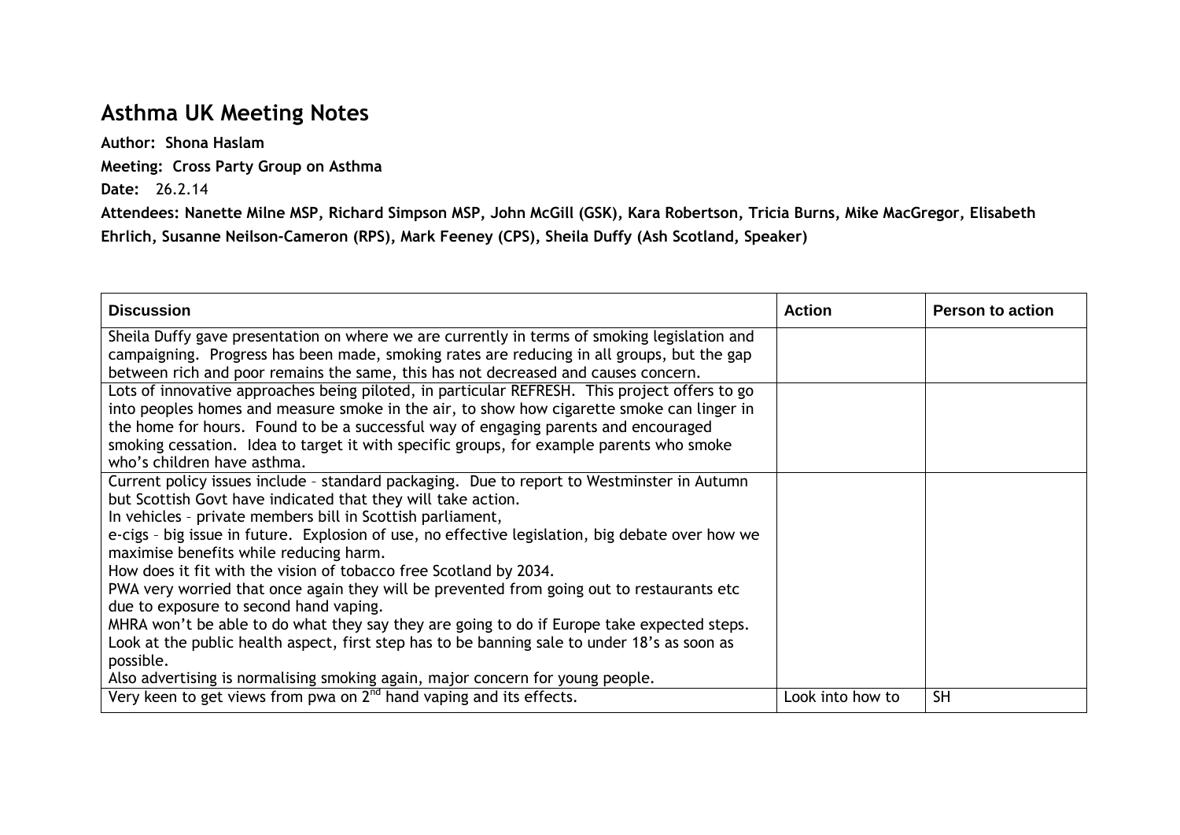# Asthma UK Meeting Notes

**Author: Shona Haslam**

**Meeting: Cross Party Group on Asthma**

**Date:** 26.2.14

**Attendees: Nanette Milne MSP, Richard Simpson MSP, John McGill (GSK), Kara Robertson, Tricia Burns, Mike MacGregor, Elisabeth Ehrlich, Susanne Neilson-Cameron (RPS), Mark Feeney (CPS), Sheila Duffy (Ash Scotland, Speaker)**

| Discussion | Action | Person to action |
|---|---|---|
| Sheila Duffy gave presentation on where we are currently in terms of smoking legislation and campaigning. Progress has been made, smoking rates are reducing in all groups, but the gap between rich and poor remains the same, this has not decreased and causes concern. | | |
| Lots of innovative approaches being piloted, in particular REFRESH. This project offers to go into peoples homes and measure smoke in the air, to show how cigarette smoke can linger in the home for hours. Found to be a successful way of engaging parents and encouraged smoking cessation. Idea to target it with specific groups, for example parents who smoke who's children have asthma. | | |
| Current policy issues include – standard packaging. Due to report to Westminster in Autumn but Scottish Govt have indicated that they will take action.<br>In vehicles – private members bill in Scottish parliament,<br>e-cigs – big issue in future. Explosion of use, no effective legislation, big debate over how we maximise benefits while reducing harm.<br>How does it fit with the vision of tobacco free Scotland by 2034.<br>PWA very worried that once again they will be prevented from going out to restaurants etc due to exposure to second hand vaping.<br>MHRA won't be able to do what they say they are going to do if Europe take expected steps.<br>Look at the public health aspect, first step has to be banning sale to under 18's as soon as possible.<br>Also advertising is normalising smoking again, major concern for young people. | | |
| Very keen to get views from pwa on 2nd hand vaping and its effects. | Look into how to | SH |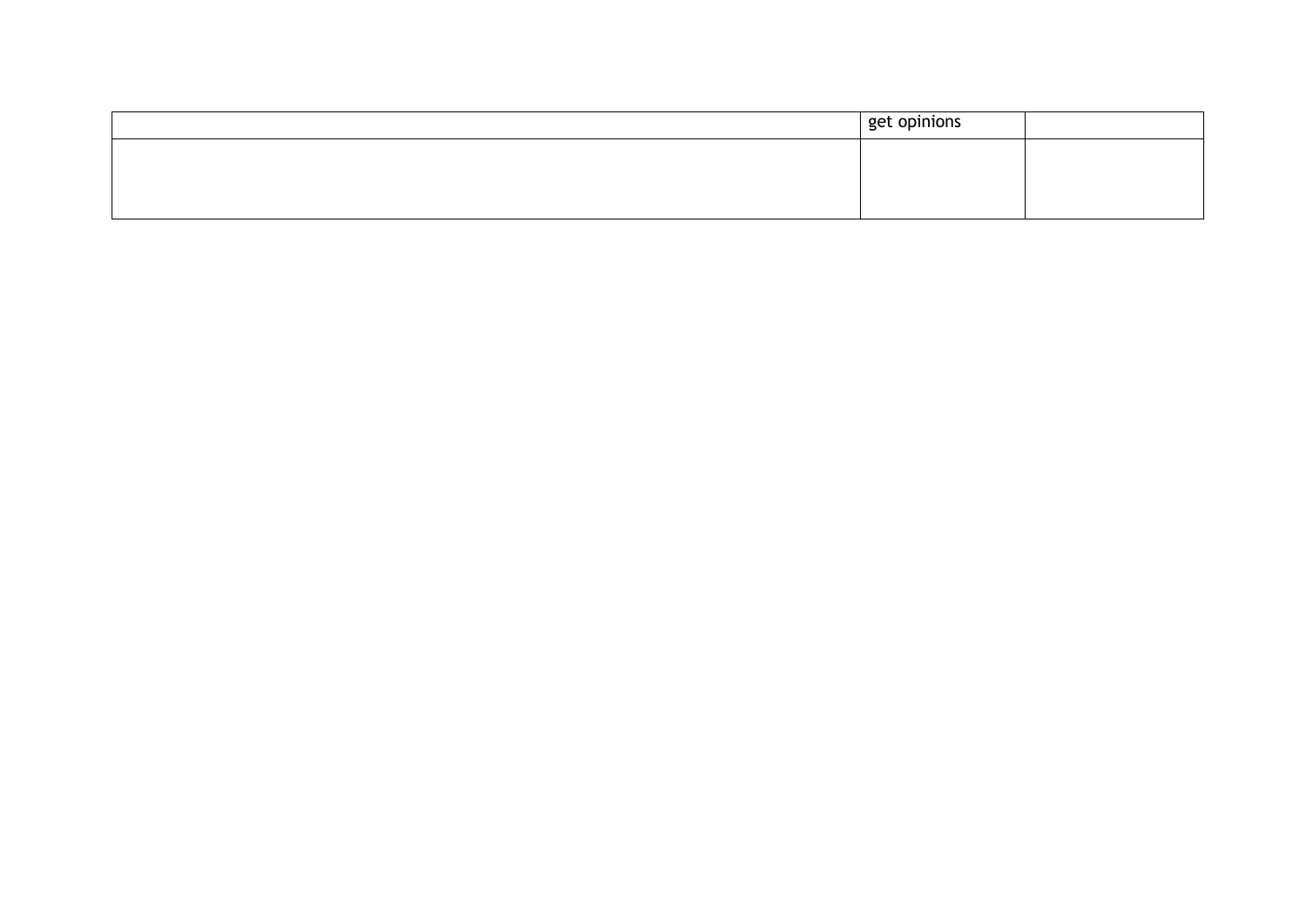| | | |
|---|---|---|
| | get opinions | |
| | | |